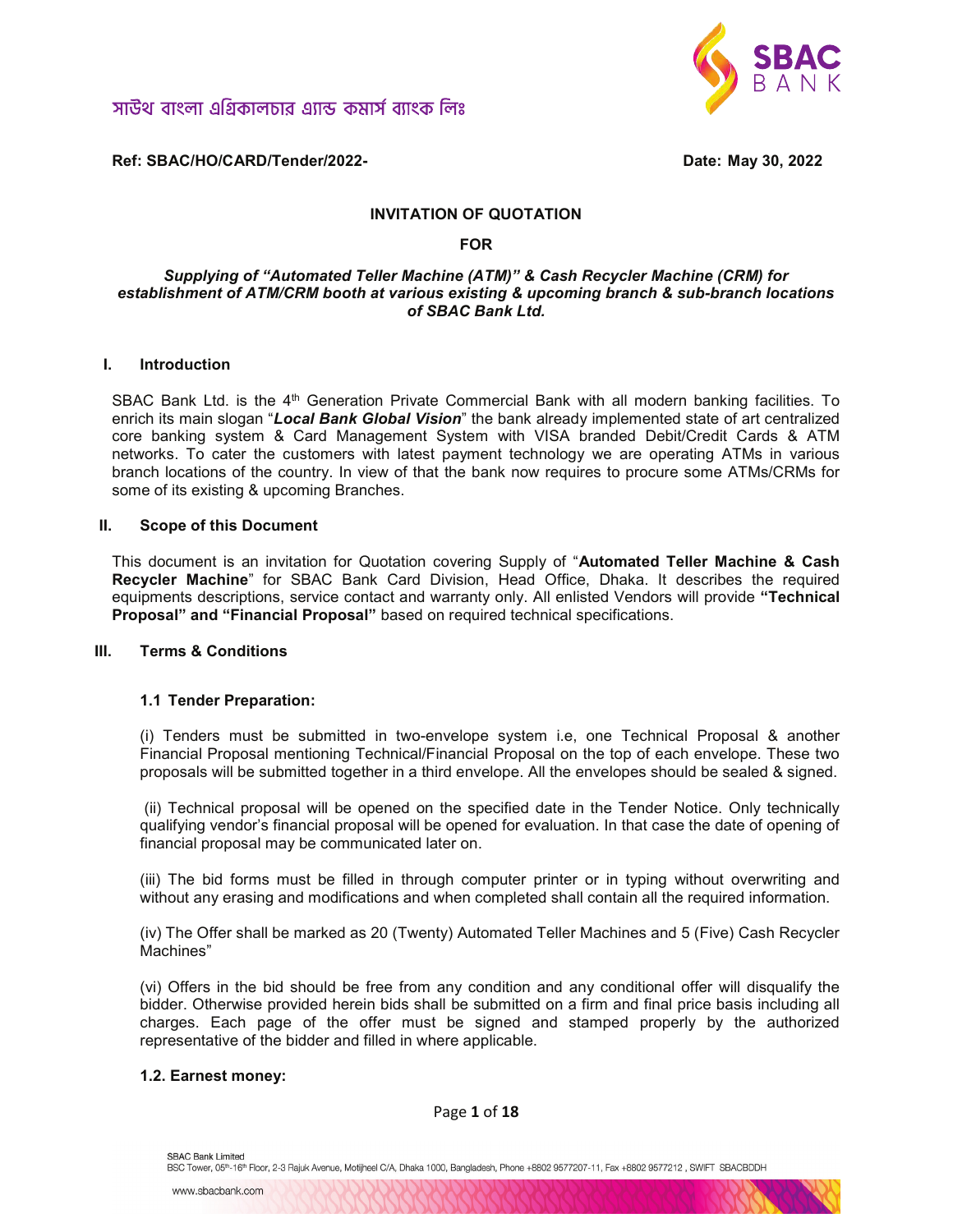সাউথ বাংলা এগ্রিকালচার এ্যান্ড কমার্স ব্যাংক লিঃ

**Ref: SBAC/HO/CARD/Tender/2022-** **Date: May 30, 2022**

**INVITATION OF QUOTATION**

**FOR**

***Supplying of "Automated Teller Machine (ATM)" & Cash Recycler Machine (CRM) for establishment of ATM/CRM booth at various existing & upcoming branch & sub-branch locations of SBAC Bank Ltd.***

## I. Introduction

SBAC Bank Ltd. is the 4th Generation Private Commercial Bank with all modern banking facilities. To enrich its main slogan "***Local Bank Global Vision***" the bank already implemented state of art centralized core banking system & Card Management System with VISA branded Debit/Credit Cards & ATM networks. To cater the customers with latest payment technology we are operating ATMs in various branch locations of the country. In view of that the bank now requires to procure some ATMs/CRMs for some of its existing & upcoming Branches.

## II. Scope of this Document

This document is an invitation for Quotation covering Supply of "**Automated Teller Machine & Cash Recycler Machine**" for SBAC Bank Card Division, Head Office, Dhaka. It describes the required equipments descriptions, service contact and warranty only. All enlisted Vendors will provide **"Technical Proposal" and "Financial Proposal"** based on required technical specifications.

## III. Terms & Conditions

### 1.1 Tender Preparation:

(i) Tenders must be submitted in two-envelope system i.e, one Technical Proposal & another Financial Proposal mentioning Technical/Financial Proposal on the top of each envelope. These two proposals will be submitted together in a third envelope. All the envelopes should be sealed & signed.

(ii) Technical proposal will be opened on the specified date in the Tender Notice. Only technically qualifying vendor's financial proposal will be opened for evaluation. In that case the date of opening of financial proposal may be communicated later on.

(iii) The bid forms must be filled in through computer printer or in typing without overwriting and without any erasing and modifications and when completed shall contain all the required information.

(iv) The Offer shall be marked as 20 (Twenty) Automated Teller Machines and 5 (Five) Cash Recycler Machines"

(vi) Offers in the bid should be free from any condition and any conditional offer will disqualify the bidder. Otherwise provided herein bids shall be submitted on a firm and final price basis including all charges. Each page of the offer must be signed and stamped properly by the authorized representative of the bidder and filled in where applicable.

### 1.2. Earnest money: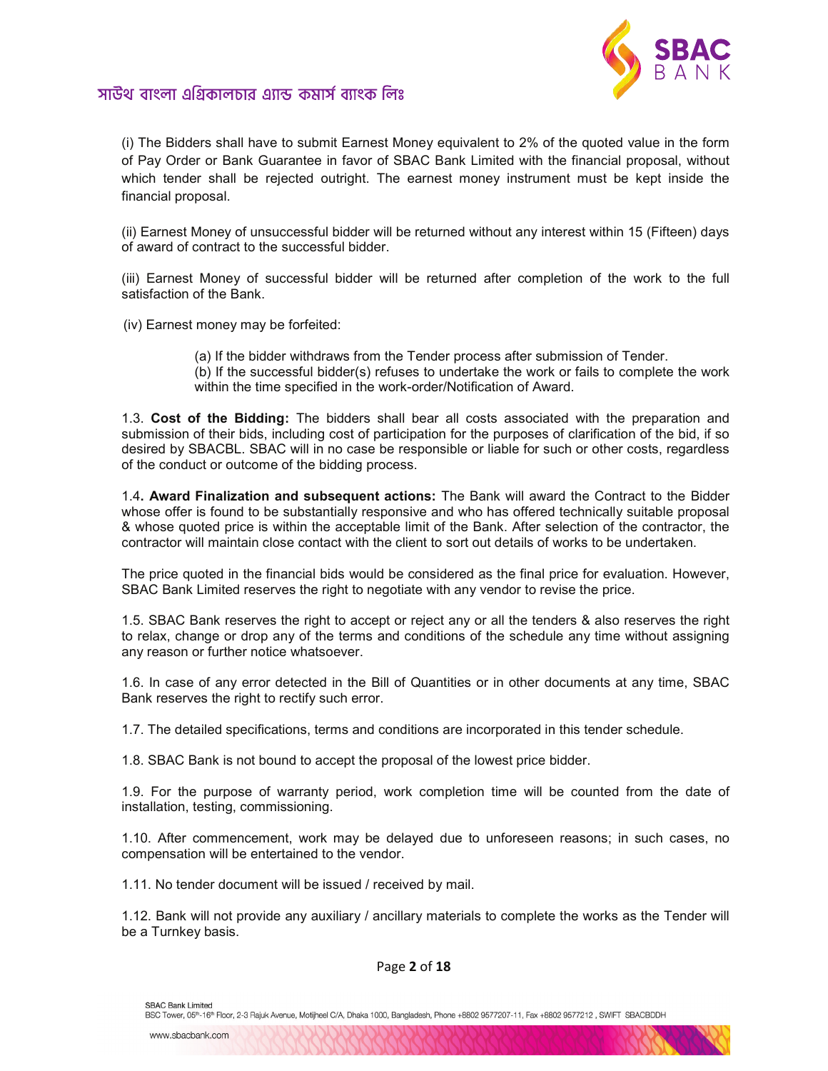(i) The Bidders shall have to submit Earnest Money equivalent to 2% of the quoted value in the form of Pay Order or Bank Guarantee in favor of SBAC Bank Limited with the financial proposal, without which tender shall be rejected outright. The earnest money instrument must be kept inside the financial proposal.

(ii) Earnest Money of unsuccessful bidder will be returned without any interest within 15 (Fifteen) days of award of contract to the successful bidder.

(iii) Earnest Money of successful bidder will be returned after completion of the work to the full satisfaction of the Bank.

(iv) Earnest money may be forfeited:

> (a) If the bidder withdraws from the Tender process after submission of Tender.
> (b) If the successful bidder(s) refuses to undertake the work or fails to complete the work within the time specified in the work-order/Notification of Award.

1.3. **Cost of the Bidding:** The bidders shall bear all costs associated with the preparation and submission of their bids, including cost of participation for the purposes of clarification of the bid, if so desired by SBACBL. SBAC will in no case be responsible or liable for such or other costs, regardless of the conduct or outcome of the bidding process.

1.4**. Award Finalization and subsequent actions:** The Bank will award the Contract to the Bidder whose offer is found to be substantially responsive and who has offered technically suitable proposal & whose quoted price is within the acceptable limit of the Bank. After selection of the contractor, the contractor will maintain close contact with the client to sort out details of works to be undertaken.

The price quoted in the financial bids would be considered as the final price for evaluation. However, SBAC Bank Limited reserves the right to negotiate with any vendor to revise the price.

1.5. SBAC Bank reserves the right to accept or reject any or all the tenders & also reserves the right to relax, change or drop any of the terms and conditions of the schedule any time without assigning any reason or further notice whatsoever.

1.6. In case of any error detected in the Bill of Quantities or in other documents at any time, SBAC Bank reserves the right to rectify such error.

1.7. The detailed specifications, terms and conditions are incorporated in this tender schedule.

1.8. SBAC Bank is not bound to accept the proposal of the lowest price bidder.

1.9. For the purpose of warranty period, work completion time will be counted from the date of installation, testing, commissioning.

1.10. After commencement, work may be delayed due to unforeseen reasons; in such cases, no compensation will be entertained to the vendor.

1.11. No tender document will be issued / received by mail.

1.12. Bank will not provide any auxiliary / ancillary materials to complete the works as the Tender will be a Turnkey basis.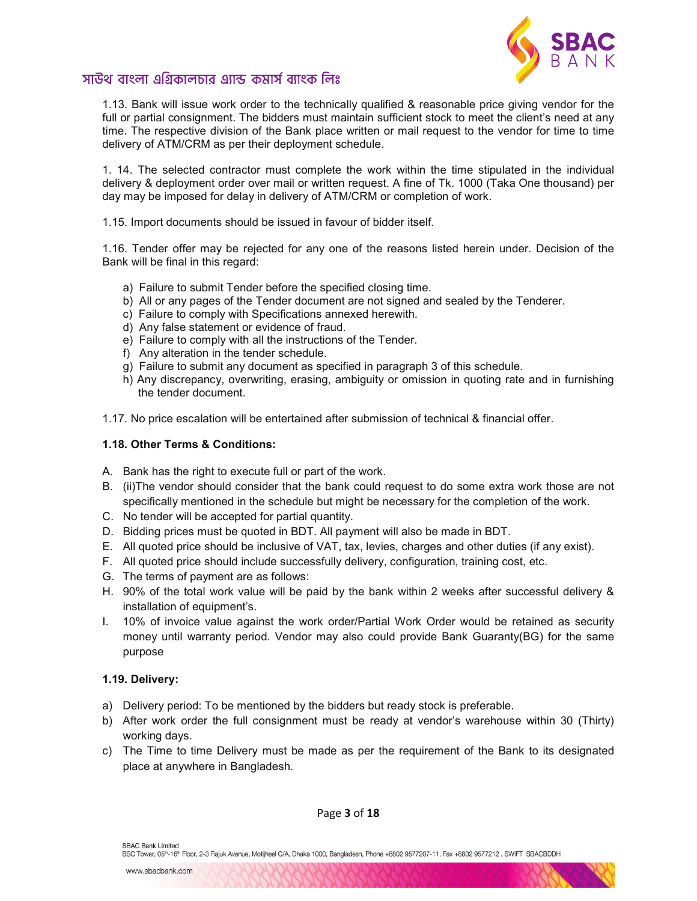1.13. Bank will issue work order to the technically qualified & reasonable price giving vendor for the full or partial consignment. The bidders must maintain sufficient stock to meet the client's need at any time. The respective division of the Bank place written or mail request to the vendor for time to time delivery of ATM/CRM as per their deployment schedule.

1. 14. The selected contractor must complete the work within the time stipulated in the individual delivery & deployment order over mail or written request. A fine of Tk. 1000 (Taka One thousand) per day may be imposed for delay in delivery of ATM/CRM or completion of work.

1.15. Import documents should be issued in favour of bidder itself.

1.16. Tender offer may be rejected for any one of the reasons listed herein under. Decision of the Bank will be final in this regard:

a) Failure to submit Tender before the specified closing time.
b) All or any pages of the Tender document are not signed and sealed by the Tenderer.
c) Failure to comply with Specifications annexed herewith.
d) Any false statement or evidence of fraud.
e) Failure to comply with all the instructions of the Tender.
f) Any alteration in the tender schedule.
g) Failure to submit any document as specified in paragraph 3 of this schedule.
h) Any discrepancy, overwriting, erasing, ambiguity or omission in quoting rate and in furnishing the tender document.

1.17. No price escalation will be entertained after submission of technical & financial offer.

**1.18. Other Terms & Conditions:**

A. Bank has the right to execute full or part of the work.
B. (ii)The vendor should consider that the bank could request to do some extra work those are not specifically mentioned in the schedule but might be necessary for the completion of the work.
C. No tender will be accepted for partial quantity.
D. Bidding prices must be quoted in BDT. All payment will also be made in BDT.
E. All quoted price should be inclusive of VAT, tax, levies, charges and other duties (if any exist).
F. All quoted price should include successfully delivery, configuration, training cost, etc.
G. The terms of payment are as follows:
H. 90% of the total work value will be paid by the bank within 2 weeks after successful delivery & installation of equipment's.
I. 10% of invoice value against the work order/Partial Work Order would be retained as security money until warranty period. Vendor may also could provide Bank Guaranty(BG) for the same purpose

**1.19. Delivery:**

a) Delivery period: To be mentioned by the bidders but ready stock is preferable.
b) After work order the full consignment must be ready at vendor's warehouse within 30 (Thirty) working days.
c) The Time to time Delivery must be made as per the requirement of the Bank to its designated place at anywhere in Bangladesh.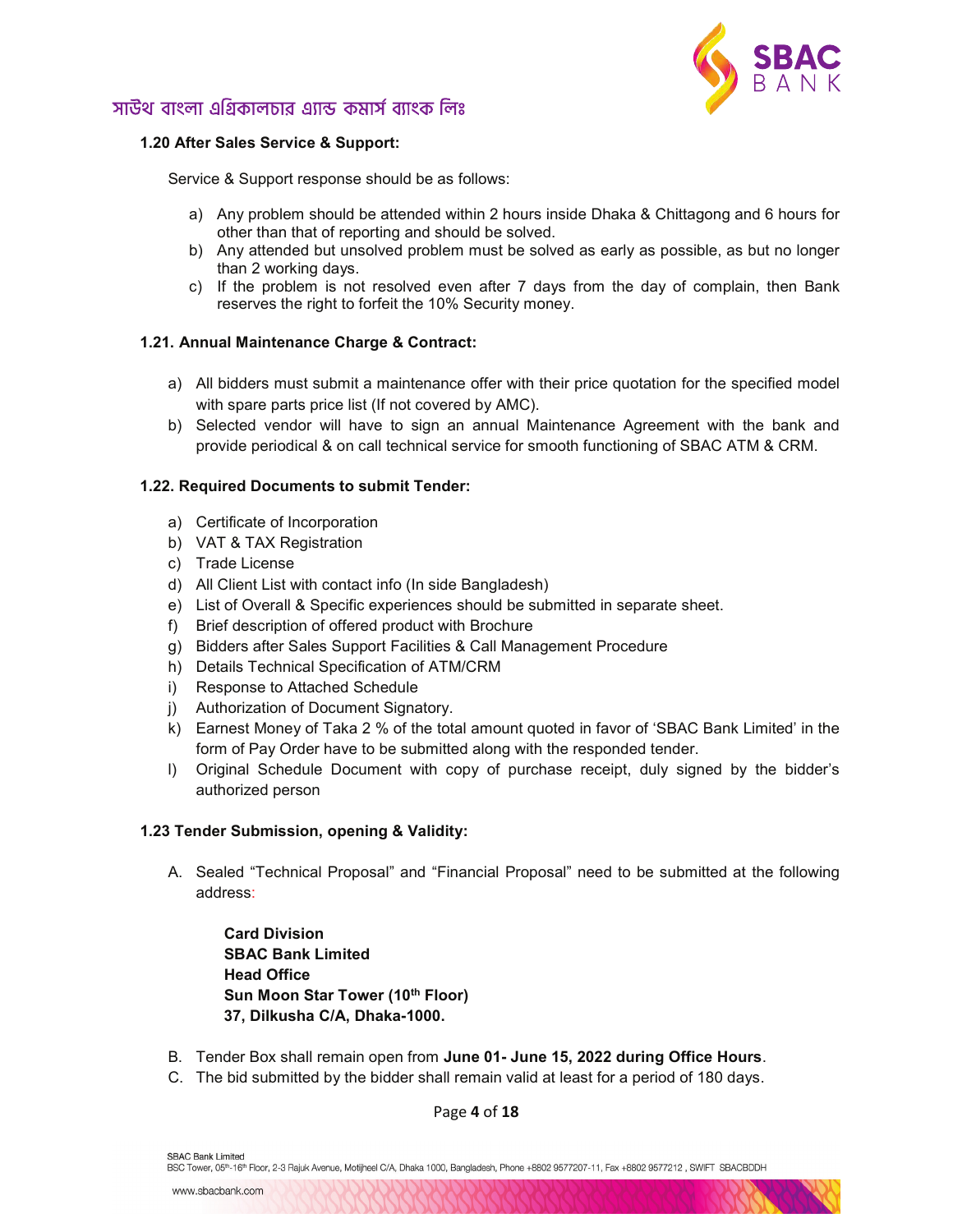### 1.20 After Sales Service & Support:

Service & Support response should be as follows:

a) Any problem should be attended within 2 hours inside Dhaka & Chittagong and 6 hours for other than that of reporting and should be solved.
b) Any attended but unsolved problem must be solved as early as possible, as but no longer than 2 working days.
c) If the problem is not resolved even after 7 days from the day of complain, then Bank reserves the right to forfeit the 10% Security money.

### 1.21. Annual Maintenance Charge & Contract:

a) All bidders must submit a maintenance offer with their price quotation for the specified model with spare parts price list (If not covered by AMC).
b) Selected vendor will have to sign an annual Maintenance Agreement with the bank and provide periodical & on call technical service for smooth functioning of SBAC ATM & CRM.

### 1.22. Required Documents to submit Tender:

a) Certificate of Incorporation
b) VAT & TAX Registration
c) Trade License
d) All Client List with contact info (In side Bangladesh)
e) List of Overall & Specific experiences should be submitted in separate sheet.
f) Brief description of offered product with Brochure
g) Bidders after Sales Support Facilities & Call Management Procedure
h) Details Technical Specification of ATM/CRM
i) Response to Attached Schedule
j) Authorization of Document Signatory.
k) Earnest Money of Taka 2 % of the total amount quoted in favor of 'SBAC Bank Limited' in the form of Pay Order have to be submitted along with the responded tender.
l) Original Schedule Document with copy of purchase receipt, duly signed by the bidder's authorized person

### 1.23 Tender Submission, opening & Validity:

A. Sealed "Technical Proposal" and "Financial Proposal" need to be submitted at the following address:

**Card Division**
**SBAC Bank Limited**
**Head Office**
**Sun Moon Star Tower (10th Floor)**
**37, Dilkusha C/A, Dhaka-1000.**

B. Tender Box shall remain open from **June 01- June 15, 2022 during Office Hours**.
C. The bid submitted by the bidder shall remain valid at least for a period of 180 days.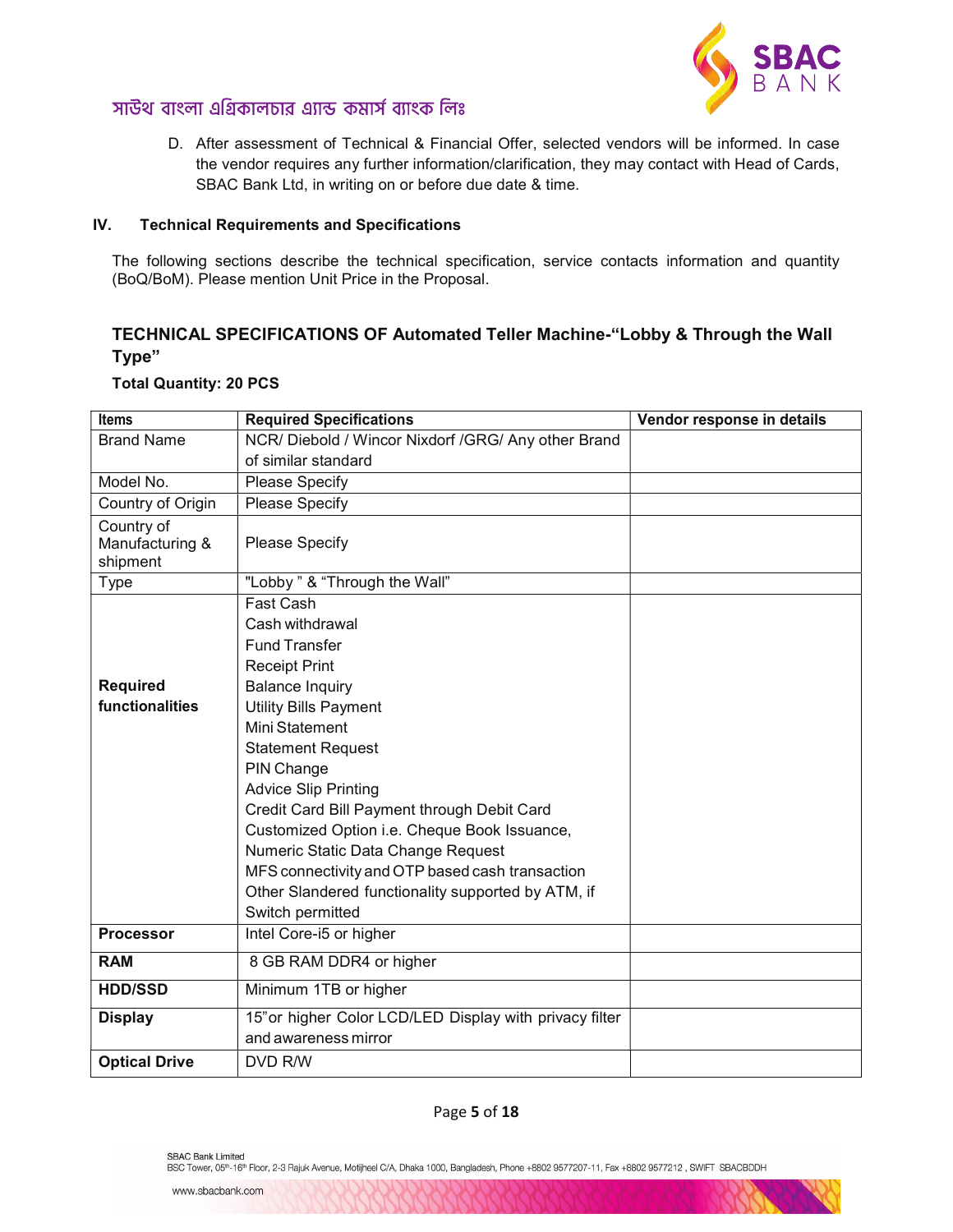D. After assessment of Technical & Financial Offer, selected vendors will be informed. In case the vendor requires any further information/clarification, they may contact with Head of Cards, SBAC Bank Ltd, in writing on or before due date & time.

## IV. Technical Requirements and Specifications

The following sections describe the technical specification, service contacts information and quantity (BoQ/BoM). Please mention Unit Price in the Proposal.

### TECHNICAL SPECIFICATIONS OF Automated Teller Machine-"Lobby & Through the Wall Type"

**Total Quantity: 20 PCS**

| Items | Required Specifications | Vendor response in details |
|---|---|---|
| Brand Name | NCR/ Diebold / Wincor Nixdorf /GRG/ Any other Brand of similar standard | |
| Model No. | Please Specify | |
| Country of Origin | Please Specify | |
| Country of Manufacturing & shipment | Please Specify | |
| Type | "Lobby " & "Through the Wall" | |
| **Required functionalities** | Fast Cash<br>Cash withdrawal<br>Fund Transfer<br>Receipt Print<br>Balance Inquiry<br>Utility Bills Payment<br>Mini Statement<br>Statement Request<br>PIN Change<br>Advice Slip Printing<br>Credit Card Bill Payment through Debit Card<br>Customized Option i.e. Cheque Book Issuance, Numeric Static Data Change Request<br>MFS connectivity and OTP based cash transaction<br>Other Slandered functionality supported by ATM, if Switch permitted | |
| **Processor** | Intel Core-i5 or higher | |
| **RAM** | 8 GB RAM DDR4 or higher | |
| **HDD/SSD** | Minimum 1TB or higher | |
| **Display** | 15"or higher Color LCD/LED Display with privacy filter and awareness mirror | |
| **Optical Drive** | DVD R/W | |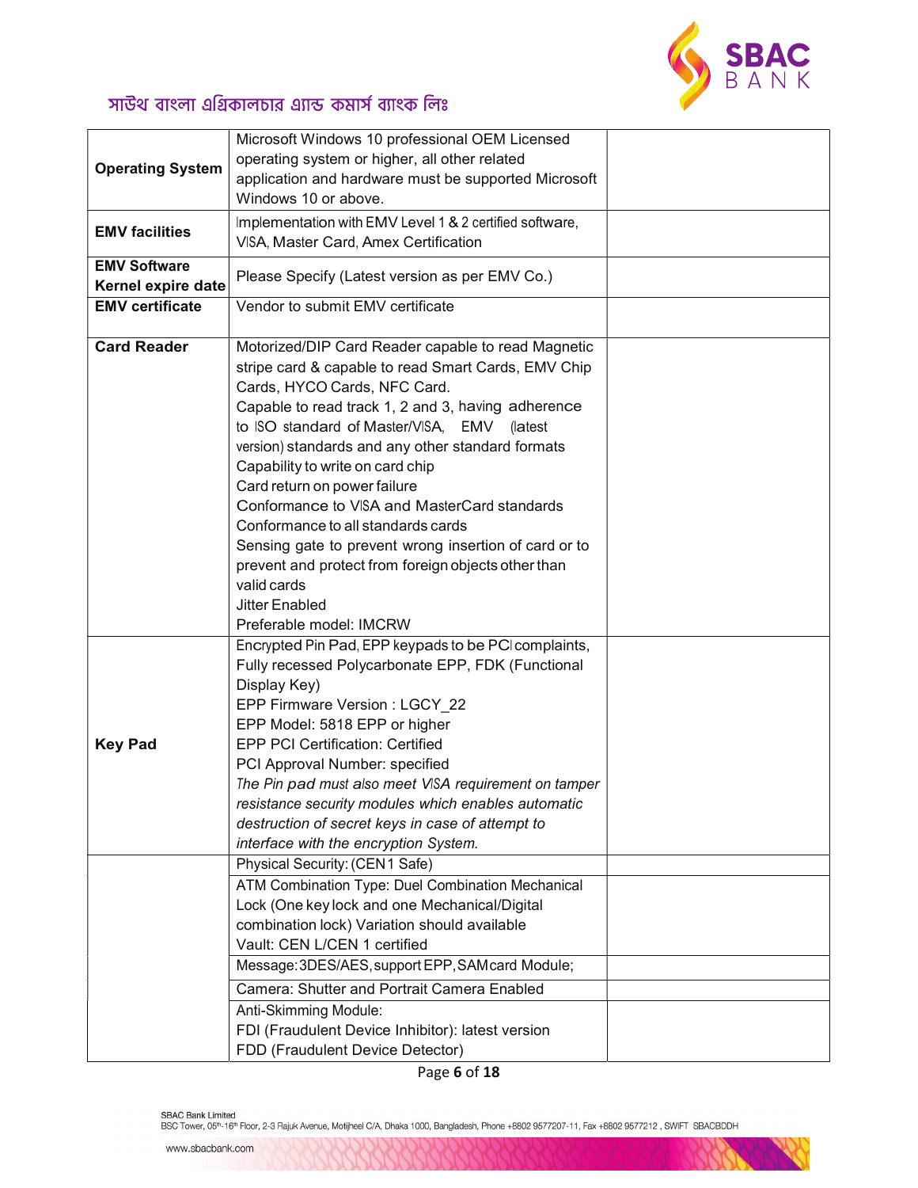| Operating System | Microsoft Windows 10 professional OEM Licensed operating system or higher, all other related application and hardware must be supported Microsoft Windows 10 or above. | |
|---|---|---|
| EMV facilities | Implementation with EMV Level 1 & 2 certified software, VISA, Master Card, Amex Certification | |
| EMV Software Kernel expire date | Please Specify (Latest version as per EMV Co.) | |
| EMV certificate | Vendor to submit EMV certificate | |
| Card Reader | Motorized/DIP Card Reader capable to read Magnetic stripe card & capable to read Smart Cards, EMV Chip Cards, HYCO Cards, NFC Card.<br>Capable to read track 1, 2 and 3, having adherence to ISO standard of Master/VISA, EMV (latest version) standards and any other standard formats<br>Capability to write on card chip<br>Card return on power failure<br>Conformance to VISA and MasterCard standards<br>Conformance to all standards cards<br>Sensing gate to prevent wrong insertion of card or to prevent and protect from foreign objects other than valid cards<br>Jitter Enabled<br>Preferable model: IMCRW | |
| Key Pad | Encrypted Pin Pad, EPP keypads to be PCI complaints, Fully recessed Polycarbonate EPP, FDK (Functional Display Key)<br>EPP Firmware Version : LGCY_22<br>EPP Model: 5818 EPP or higher<br>EPP PCI Certification: Certified<br>PCI Approval Number: specified<br>*The Pin pad must also meet VISA requirement on tamper resistance security modules which enables automatic destruction of secret keys in case of attempt to interface with the encryption System.* | |
| | Physical Security: (CEN1 Safe) | |
| | ATM Combination Type: Duel Combination Mechanical Lock (One key lock and one Mechanical/Digital combination lock) Variation should available<br>Vault: CEN L/CEN 1 certified | |
| | Message: 3DES/AES, support EPP, SAM card Module; | |
| | Camera: Shutter and Portrait Camera Enabled | |
| | Anti-Skimming Module:<br>FDI (Fraudulent Device Inhibitor): latest version<br>FDD (Fraudulent Device Detector) | |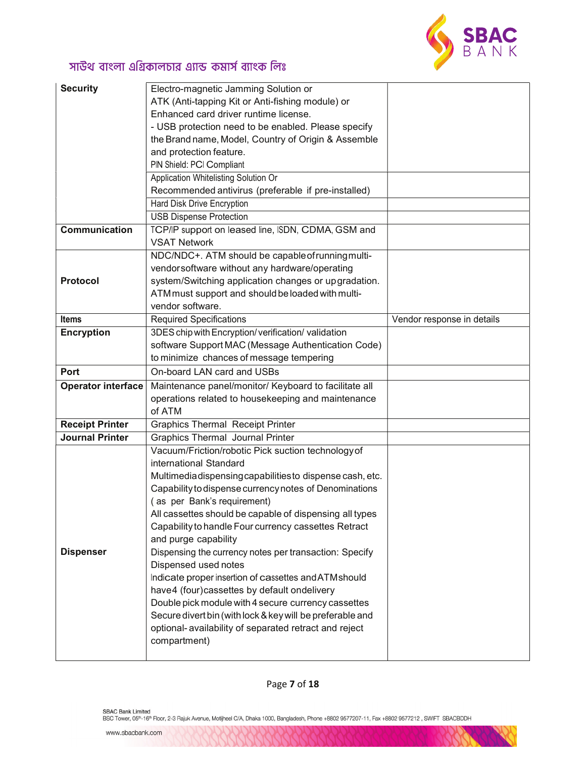| Security | Electro-magnetic Jamming Solution or<br>ATK (Anti-tapping Kit or Anti-fishing module) or<br>Enhanced card driver runtime license.<br>- USB protection need to be enabled. Please specify the Brand name, Model, Country of Origin & Assemble and protection feature.<br>PIN Shield: PCI Compliant | |
|---|---|---|
| | Application Whitelisting Solution Or<br>Recommended antivirus (preferable if pre-installed) | |
| | Hard Disk Drive Encryption | |
| | USB Dispense Protection | |
| **Communication** | TCP/IP support on leased line, ISDN, CDMA, GSM and VSAT Network | |
| **Protocol** | NDC/NDC+. ATM should be capable of running multi-vendor software without any hardware/operating system/Switching application changes or upgradation. ATM must support and should be loaded with multi-vendor software. | |
| **Items** | Required Specifications | Vendor response in details |
| **Encryption** | 3DES chip with Encryption/ verification/ validation software Support MAC (Message Authentication Code) to minimize chances of message tempering | |
| **Port** | On-board LAN card and USBs | |
| **Operator interface** | Maintenance panel/monitor/ Keyboard to facilitate all operations related to housekeeping and maintenance of ATM | |
| **Receipt Printer** | Graphics Thermal Receipt Printer | |
| **Journal Printer** | Graphics Thermal Journal Printer | |
| **Dispenser** | Vacuum/Friction/robotic Pick suction technology of international Standard<br>Multimedia dispensing capabilities to dispense cash, etc.<br>Capability to dispense currency notes of Denominations ( as per Bank's requirement)<br>All cassettes should be capable of dispensing all types<br>Capability to handle Four currency cassettes Retract and purge capability<br>Dispensing the currency notes per transaction: Specify<br>Dispensed used notes<br>Indicate proper insertion of cassettes and ATM should have 4 (four) cassettes by default on delivery<br>Double pick module with 4 secure currency cassettes<br>Secure divert bin (with lock & key will be preferable and optional- availability of separated retract and reject compartment) | |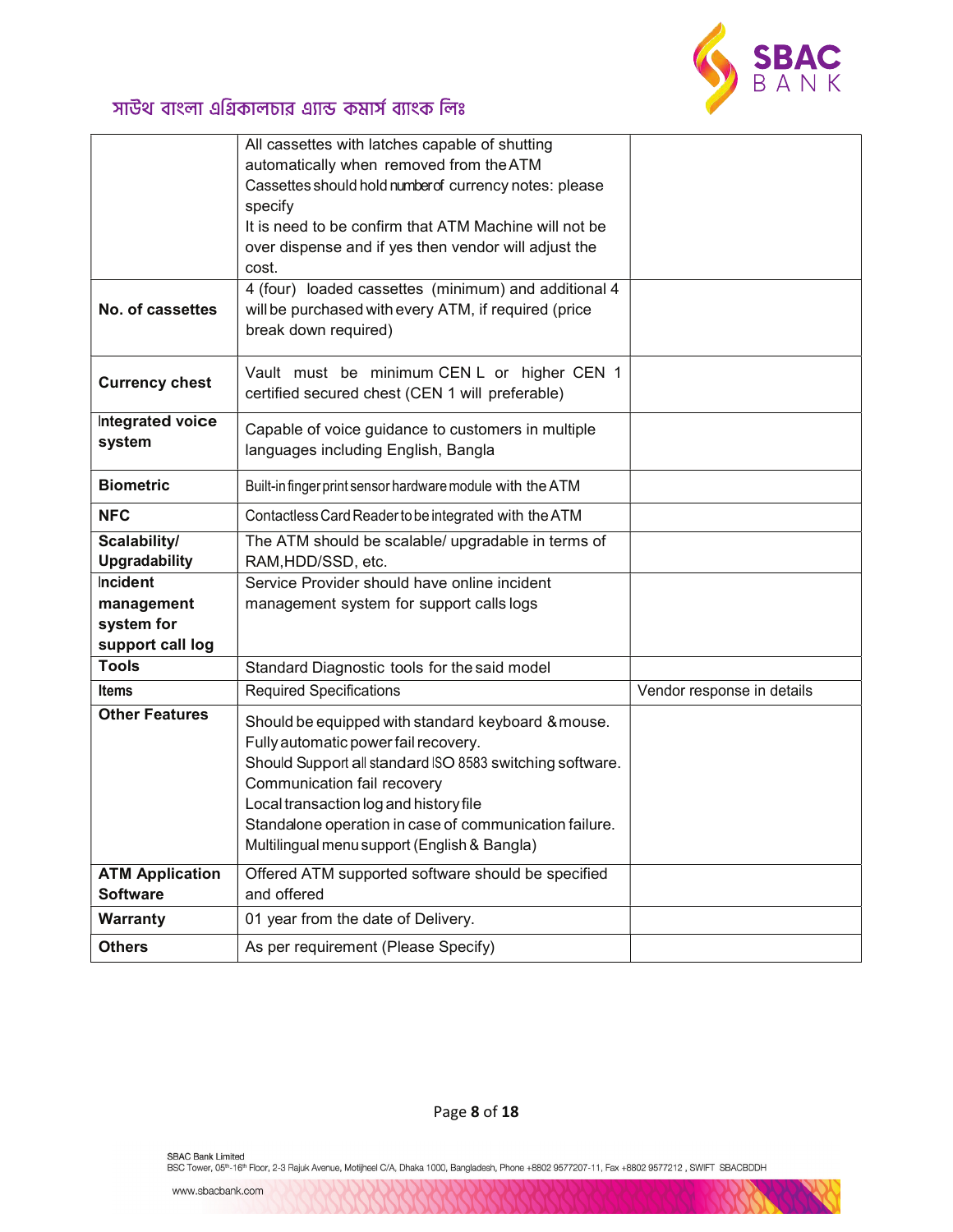| | | |
|---|---|---|
| | All cassettes with latches capable of shutting automatically when removed from the ATM<br>Cassettes should hold number of currency notes: please specify<br>It is need to be confirm that ATM Machine will not be over dispense and if yes then vendor will adjust the cost. | |
| **No. of cassettes** | 4 (four) loaded cassettes (minimum) and additional 4 will be purchased with every ATM, if required (price break down required) | |
| **Currency chest** | Vault must be minimum CEN L or higher CEN 1 certified secured chest (CEN 1 will preferable) | |
| **Integrated voice system** | Capable of voice guidance to customers in multiple languages including English, Bangla | |
| **Biometric** | Built-in finger print sensor hardware module with the ATM | |
| **NFC** | Contactless Card Reader to be integrated with the ATM | |
| **Scalability/ Upgradability** | The ATM should be scalable/ upgradable in terms of RAM,HDD/SSD, etc. | |
| **Incident management system for support call log** | Service Provider should have online incident management system for support calls logs | |
| **Tools** | Standard Diagnostic tools for the said model | |
| **Items** | Required Specifications | Vendor response in details |
| **Other Features** | Should be equipped with standard keyboard & mouse.<br>Fully automatic power fail recovery.<br>Should Support all standard ISO 8583 switching software.<br>Communication fail recovery<br>Local transaction log and history file<br>Standalone operation in case of communication failure.<br>Multilingual menu support (English & Bangla) | |
| **ATM Application Software** | Offered ATM supported software should be specified and offered | |
| **Warranty** | 01 year from the date of Delivery. | |
| **Others** | As per requirement (Please Specify) | |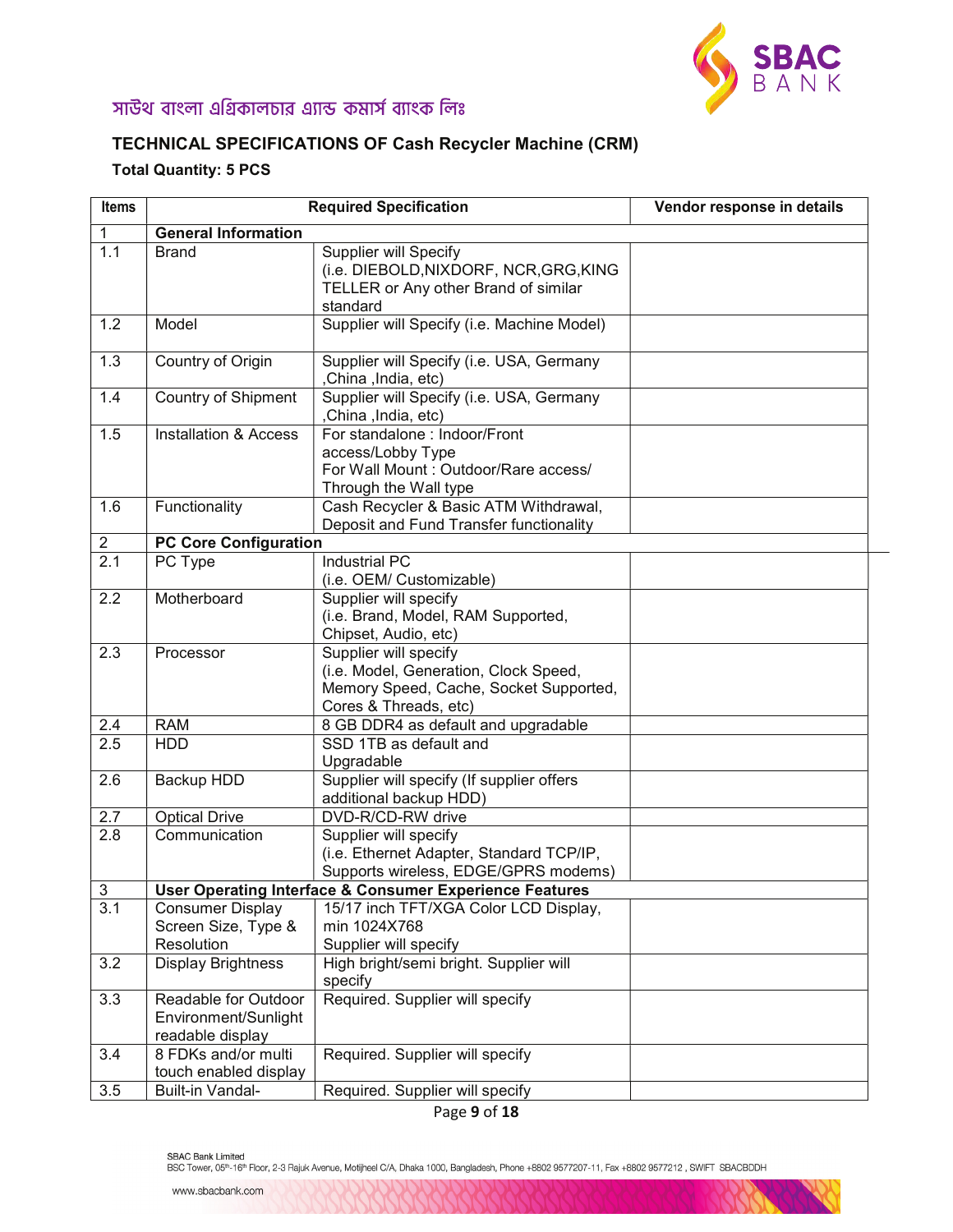সাউথ বাংলা এগ্রিকালচার এ্যান্ড কমার্স ব্যাংক লিঃ

### TECHNICAL SPECIFICATIONS OF Cash Recycler Machine (CRM)

**Total Quantity: 5 PCS**

| Items | Required Specification | | Vendor response in details |
|---|---|---|---|
| 1 | **General Information** | | |
| 1.1 | Brand | Supplier will Specify (i.e. DIEBOLD,NIXDORF, NCR,GRG,KING TELLER or Any other Brand of similar standard | |
| 1.2 | Model | Supplier will Specify (i.e. Machine Model) | |
| 1.3 | Country of Origin | Supplier will Specify (i.e. USA, Germany ,China ,India, etc) | |
| 1.4 | Country of Shipment | Supplier will Specify (i.e. USA, Germany ,China ,India, etc) | |
| 1.5 | Installation & Access | For standalone : Indoor/Front access/Lobby Type<br>For Wall Mount : Outdoor/Rare access/ Through the Wall type | |
| 1.6 | Functionality | Cash Recycler & Basic ATM Withdrawal, Deposit and Fund Transfer functionality | |
| 2 | **PC Core Configuration** | | |
| 2.1 | PC Type | Industrial PC (i.e. OEM/ Customizable) | |
| 2.2 | Motherboard | Supplier will specify (i.e. Brand, Model, RAM Supported, Chipset, Audio, etc) | |
| 2.3 | Processor | Supplier will specify (i.e. Model, Generation, Clock Speed, Memory Speed, Cache, Socket Supported, Cores & Threads, etc) | |
| 2.4 | RAM | 8 GB DDR4 as default and upgradable | |
| 2.5 | HDD | SSD 1TB as default and Upgradable | |
| 2.6 | Backup HDD | Supplier will specify (If supplier offers additional backup HDD) | |
| 2.7 | Optical Drive | DVD-R/CD-RW drive | |
| 2.8 | Communication | Supplier will specify (i.e. Ethernet Adapter, Standard TCP/IP, Supports wireless, EDGE/GPRS modems) | |
| 3 | **User Operating Interface & Consumer Experience Features** | | |
| 3.1 | Consumer Display Screen Size, Type & Resolution | 15/17 inch TFT/XGA Color LCD Display, min 1024X768<br>Supplier will specify | |
| 3.2 | Display Brightness | High bright/semi bright. Supplier will specify | |
| 3.3 | Readable for Outdoor Environment/Sunlight readable display | Required. Supplier will specify | |
| 3.4 | 8 FDKs and/or multi touch enabled display | Required. Supplier will specify | |
| 3.5 | Built-in Vandal- | Required. Supplier will specify | |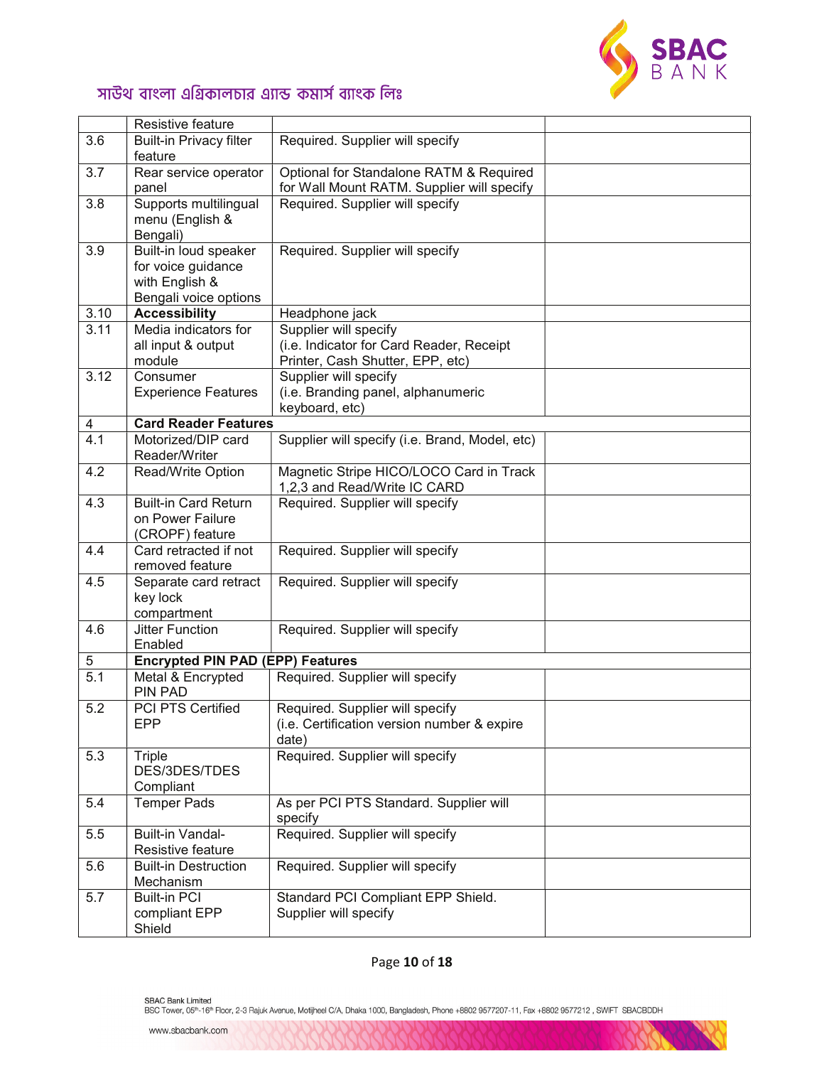| | Resistive feature | | |
|---|---|---|---|
| 3.6 | Built-in Privacy filter feature | Required. Supplier will specify | |
| 3.7 | Rear service operator panel | Optional for Standalone RATM & Required for Wall Mount RATM. Supplier will specify | |
| 3.8 | Supports multilingual menu (English & Bengali) | Required. Supplier will specify | |
| 3.9 | Built-in loud speaker for voice guidance with English & Bengali voice options | Required. Supplier will specify | |
| 3.10 | **Accessibility** | Headphone jack | |
| 3.11 | Media indicators for all input & output module | Supplier will specify (i.e. Indicator for Card Reader, Receipt Printer, Cash Shutter, EPP, etc) | |
| 3.12 | Consumer Experience Features | Supplier will specify (i.e. Branding panel, alphanumeric keyboard, etc) | |
| 4 | **Card Reader Features** | | |
| 4.1 | Motorized/DIP card Reader/Writer | Supplier will specify (i.e. Brand, Model, etc) | |
| 4.2 | Read/Write Option | Magnetic Stripe HICO/LOCO Card in Track 1,2,3 and Read/Write IC CARD | |
| 4.3 | Built-in Card Return on Power Failure (CROPF) feature | Required. Supplier will specify | |
| 4.4 | Card retracted if not removed feature | Required. Supplier will specify | |
| 4.5 | Separate card retract key lock compartment | Required. Supplier will specify | |
| 4.6 | Jitter Function Enabled | Required. Supplier will specify | |
| 5 | **Encrypted PIN PAD (EPP) Features** | | |
| 5.1 | Metal & Encrypted PIN PAD | Required. Supplier will specify | |
| 5.2 | PCI PTS Certified EPP | Required. Supplier will specify (i.e. Certification version number & expire date) | |
| 5.3 | Triple DES/3DES/TDES Compliant | Required. Supplier will specify | |
| 5.4 | Temper Pads | As per PCI PTS Standard. Supplier will specify | |
| 5.5 | Built-in Vandal-Resistive feature | Required. Supplier will specify | |
| 5.6 | Built-in Destruction Mechanism | Required. Supplier will specify | |
| 5.7 | Built-in PCI compliant EPP Shield | Standard PCI Compliant EPP Shield. Supplier will specify | |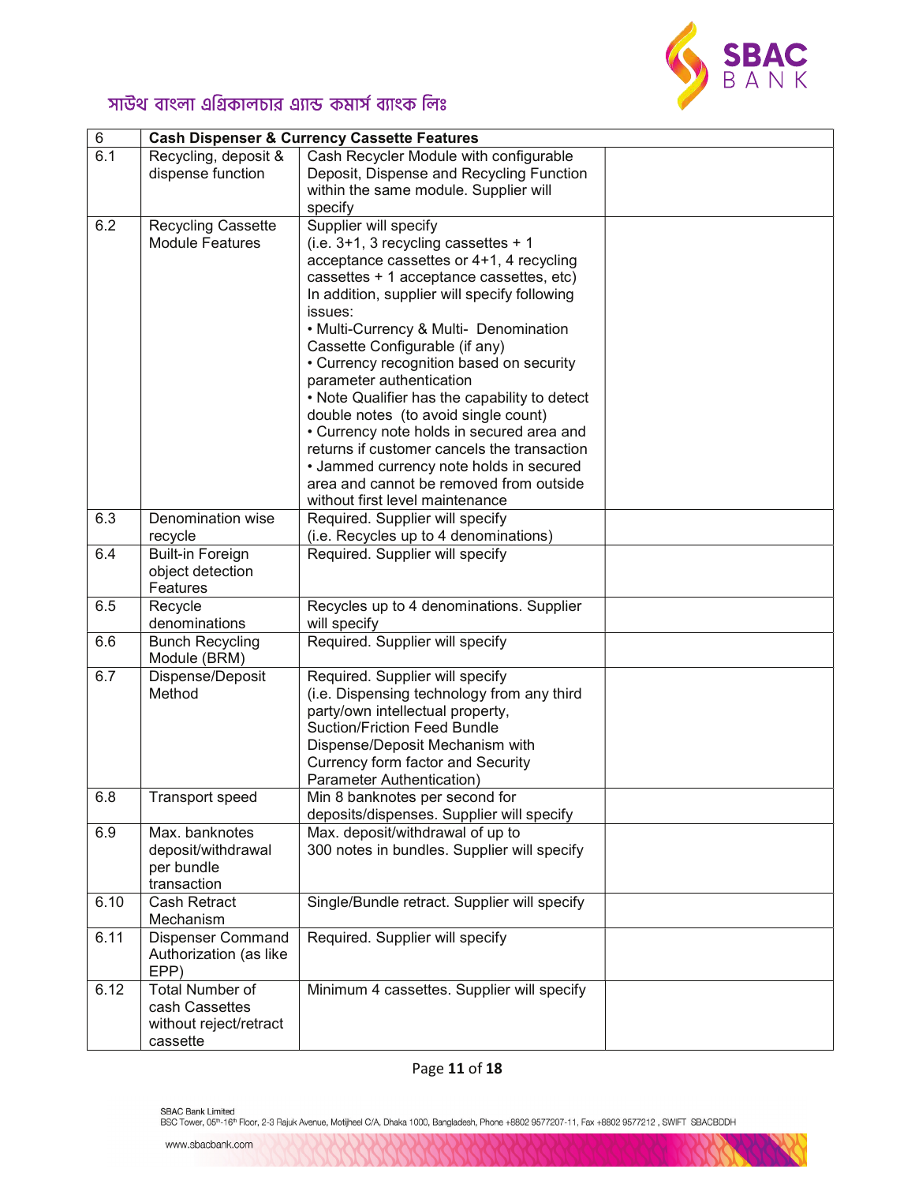| 6 | **Cash Dispenser & Currency Cassette Features** | | |
|---|---|---|---|
| 6.1 | Recycling, deposit & dispense function | Cash Recycler Module with configurable Deposit, Dispense and Recycling Function within the same module. Supplier will specify | |
| 6.2 | Recycling Cassette Module Features | Supplier will specify (i.e. 3+1, 3 recycling cassettes + 1 acceptance cassettes or 4+1, 4 recycling cassettes + 1 acceptance cassettes, etc) In addition, supplier will specify following issues: • Multi-Currency & Multi- Denomination Cassette Configurable (if any) • Currency recognition based on security parameter authentication • Note Qualifier has the capability to detect double notes (to avoid single count) • Currency note holds in secured area and returns if customer cancels the transaction • Jammed currency note holds in secured area and cannot be removed from outside without first level maintenance | |
| 6.3 | Denomination wise recycle | Required. Supplier will specify (i.e. Recycles up to 4 denominations) | |
| 6.4 | Built-in Foreign object detection Features | Required. Supplier will specify | |
| 6.5 | Recycle denominations | Recycles up to 4 denominations. Supplier will specify | |
| 6.6 | Bunch Recycling Module (BRM) | Required. Supplier will specify | |
| 6.7 | Dispense/Deposit Method | Required. Supplier will specify (i.e. Dispensing technology from any third party/own intellectual property, Suction/Friction Feed Bundle Dispense/Deposit Mechanism with Currency form factor and Security Parameter Authentication) | |
| 6.8 | Transport speed | Min 8 banknotes per second for deposits/dispenses. Supplier will specify | |
| 6.9 | Max. banknotes deposit/withdrawal per bundle transaction | Max. deposit/withdrawal of up to 300 notes in bundles. Supplier will specify | |
| 6.10 | Cash Retract Mechanism | Single/Bundle retract. Supplier will specify | |
| 6.11 | Dispenser Command Authorization (as like EPP) | Required. Supplier will specify | |
| 6.12 | Total Number of cash Cassettes without reject/retract cassette | Minimum 4 cassettes. Supplier will specify | |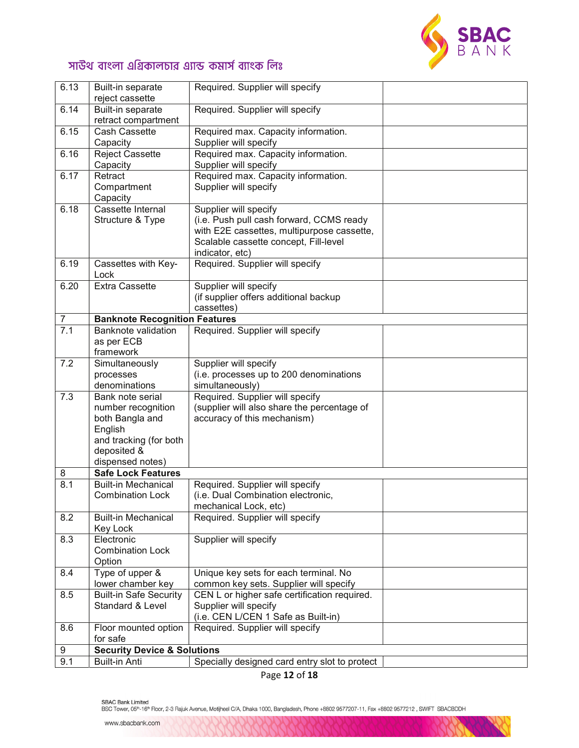| | | | |
|---|---|---|---|
| 6.13 | Built-in separate reject cassette | Required. Supplier will specify | |
| 6.14 | Built-in separate retract compartment | Required. Supplier will specify | |
| 6.15 | Cash Cassette Capacity | Required max. Capacity information. Supplier will specify | |
| 6.16 | Reject Cassette Capacity | Required max. Capacity information. Supplier will specify | |
| 6.17 | Retract Compartment Capacity | Required max. Capacity information. Supplier will specify | |
| 6.18 | Cassette Internal Structure & Type | Supplier will specify (i.e. Push pull cash forward, CCMS ready with E2E cassettes, multipurpose cassette, Scalable cassette concept, Fill-level indicator, etc) | |
| 6.19 | Cassettes with Key-Lock | Required. Supplier will specify | |
| 6.20 | Extra Cassette | Supplier will specify (if supplier offers additional backup cassettes) | |
| 7 | **Banknote Recognition Features** | | |
| 7.1 | Banknote validation as per ECB framework | Required. Supplier will specify | |
| 7.2 | Simultaneously processes denominations | Supplier will specify (i.e. processes up to 200 denominations simultaneously) | |
| 7.3 | Bank note serial number recognition both Bangla and English and tracking (for both deposited & dispensed notes) | Required. Supplier will specify (supplier will also share the percentage of accuracy of this mechanism) | |
| 8 | **Safe Lock Features** | | |
| 8.1 | Built-in Mechanical Combination Lock | Required. Supplier will specify (i.e. Dual Combination electronic, mechanical Lock, etc) | |
| 8.2 | Built-in Mechanical Key Lock | Required. Supplier will specify | |
| 8.3 | Electronic Combination Lock Option | Supplier will specify | |
| 8.4 | Type of upper & lower chamber key | Unique key sets for each terminal. No common key sets. Supplier will specify | |
| 8.5 | Built-in Safe Security Standard & Level | CEN L or higher safe certification required. Supplier will specify (i.e. CEN L/CEN 1 Safe as Built-in) | |
| 8.6 | Floor mounted option for safe | Required. Supplier will specify | |
| 9 | **Security Device & Solutions** | | |
| 9.1 | Built-in Anti | Specially designed card entry slot to protect | |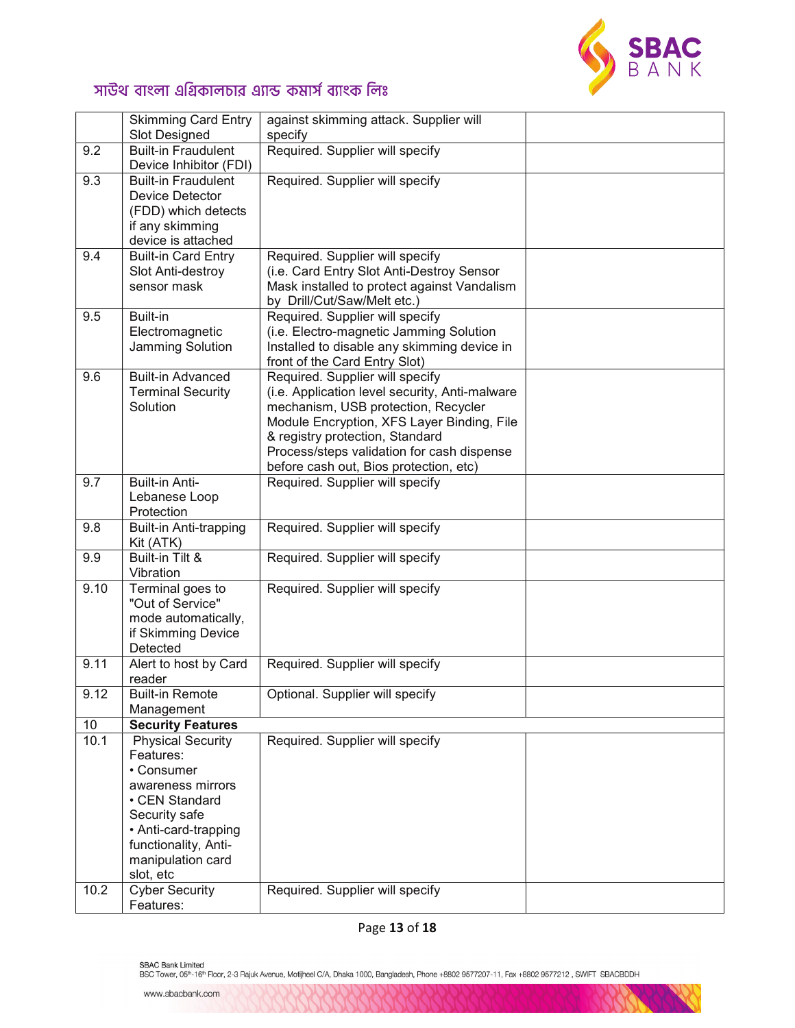| | | | |
|---|---|---|---|
| | Skimming Card Entry Slot Designed | against skimming attack. Supplier will specify | |
| 9.2 | Built-in Fraudulent Device Inhibitor (FDI) | Required. Supplier will specify | |
| 9.3 | Built-in Fraudulent Device Detector (FDD) which detects if any skimming device is attached | Required. Supplier will specify | |
| 9.4 | Built-in Card Entry Slot Anti-destroy sensor mask | Required. Supplier will specify (i.e. Card Entry Slot Anti-Destroy Sensor Mask installed to protect against Vandalism by Drill/Cut/Saw/Melt etc.) | |
| 9.5 | Built-in Electromagnetic Jamming Solution | Required. Supplier will specify (i.e. Electro-magnetic Jamming Solution Installed to disable any skimming device in front of the Card Entry Slot) | |
| 9.6 | Built-in Advanced Terminal Security Solution | Required. Supplier will specify (i.e. Application level security, Anti-malware mechanism, USB protection, Recycler Module Encryption, XFS Layer Binding, File & registry protection, Standard Process/steps validation for cash dispense before cash out, Bios protection, etc) | |
| 9.7 | Built-in Anti-Lebanese Loop Protection | Required. Supplier will specify | |
| 9.8 | Built-in Anti-trapping Kit (ATK) | Required. Supplier will specify | |
| 9.9 | Built-in Tilt & Vibration | Required. Supplier will specify | |
| 9.10 | Terminal goes to "Out of Service" mode automatically, if Skimming Device Detected | Required. Supplier will specify | |
| 9.11 | Alert to host by Card reader | Required. Supplier will specify | |
| 9.12 | Built-in Remote Management | Optional. Supplier will specify | |
| 10 | **Security Features** | | |
| 10.1 | Physical Security Features: • Consumer awareness mirrors • CEN Standard Security safe • Anti-card-trapping functionality, Anti-manipulation card slot, etc | Required. Supplier will specify | |
| 10.2 | Cyber Security Features: | Required. Supplier will specify | |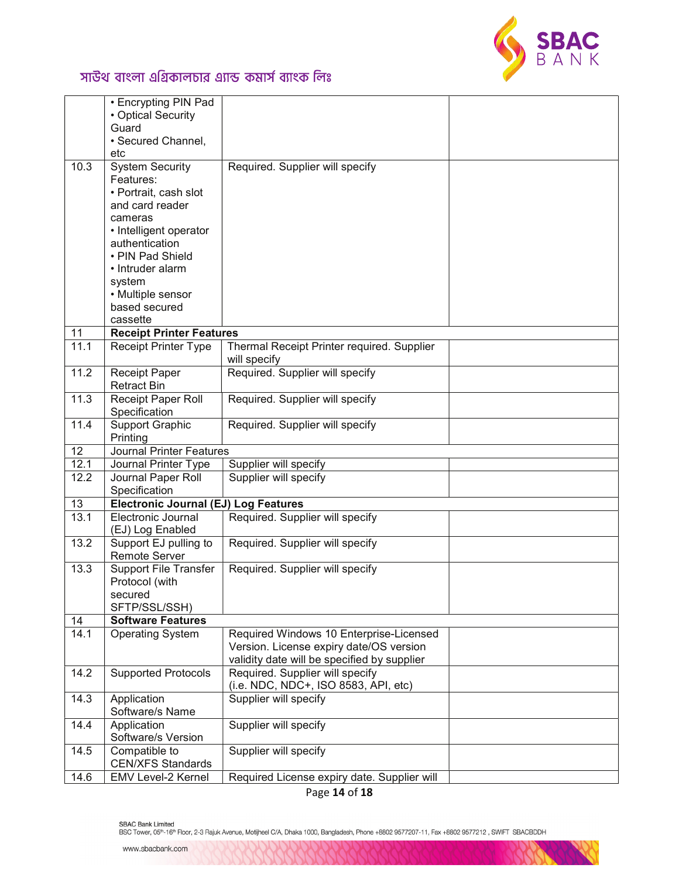| | | | |
|---|---|---|---|
| | • Encrypting PIN Pad<br>• Optical Security Guard<br>• Secured Channel, etc | | |
| 10.3 | System Security Features:<br>• Portrait, cash slot and card reader cameras<br>• Intelligent operator authentication<br>• PIN Pad Shield<br>• Intruder alarm system<br>• Multiple sensor based secured cassette | Required. Supplier will specify | |
| 11 | **Receipt Printer Features** | | |
| 11.1 | Receipt Printer Type | Thermal Receipt Printer required. Supplier will specify | |
| 11.2 | Receipt Paper Retract Bin | Required. Supplier will specify | |
| 11.3 | Receipt Paper Roll Specification | Required. Supplier will specify | |
| 11.4 | Support Graphic Printing | Required. Supplier will specify | |
| 12 | Journal Printer Features | | |
| 12.1 | Journal Printer Type | Supplier will specify | |
| 12.2 | Journal Paper Roll Specification | Supplier will specify | |
| 13 | **Electronic Journal (EJ) Log Features** | | |
| 13.1 | Electronic Journal (EJ) Log Enabled | Required. Supplier will specify | |
| 13.2 | Support EJ pulling to Remote Server | Required. Supplier will specify | |
| 13.3 | Support File Transfer Protocol (with secured SFTP/SSL/SSH) | Required. Supplier will specify | |
| 14 | **Software Features** | | |
| 14.1 | Operating System | Required Windows 10 Enterprise-Licensed Version. License expiry date/OS version validity date will be specified by supplier | |
| 14.2 | Supported Protocols | Required. Supplier will specify<br>(i.e. NDC, NDC+, ISO 8583, API, etc) | |
| 14.3 | Application Software/s Name | Supplier will specify | |
| 14.4 | Application Software/s Version | Supplier will specify | |
| 14.5 | Compatible to CEN/XFS Standards | Supplier will specify | |
| 14.6 | EMV Level-2 Kernel | Required License expiry date. Supplier will | |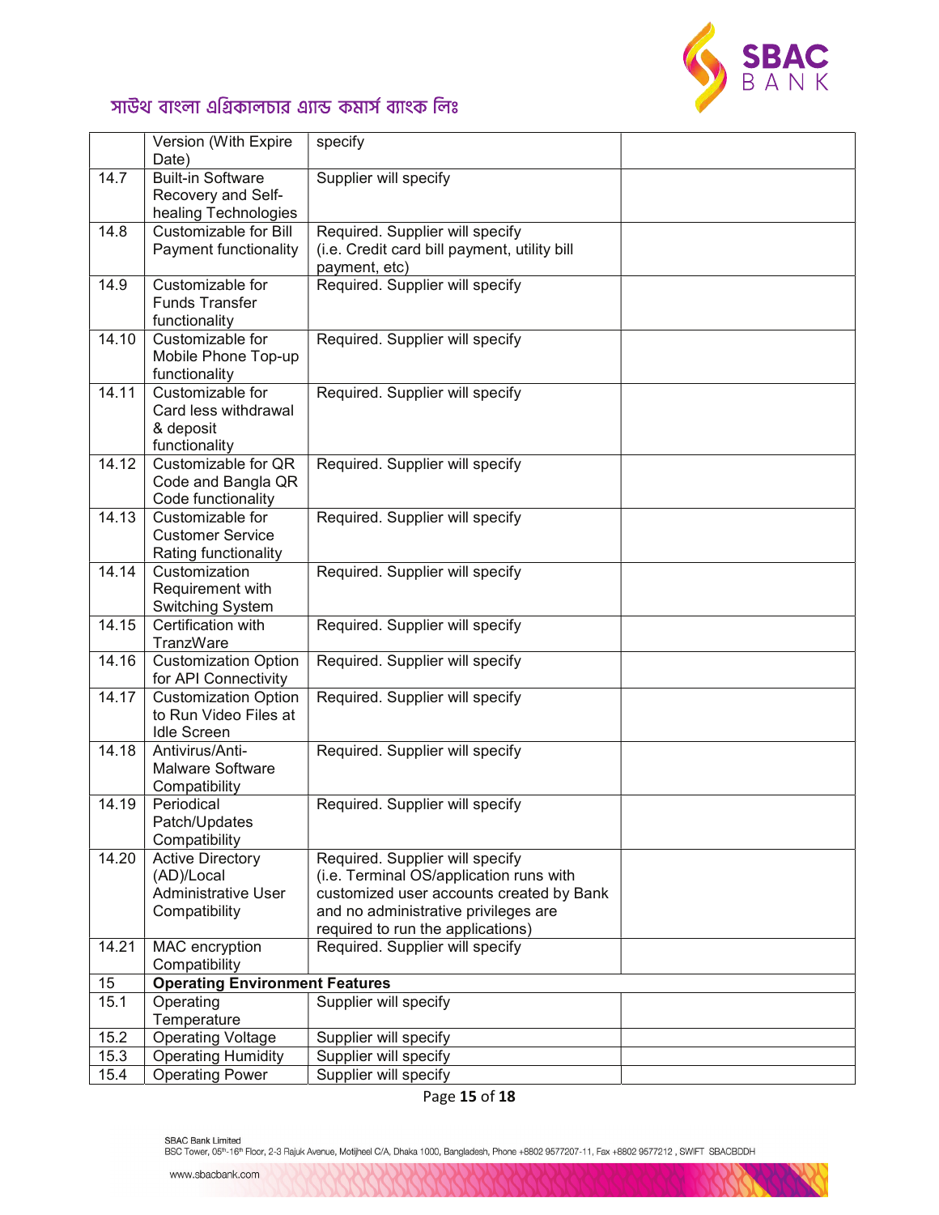| | | | |
|---|---|---|---|
| | Version (With Expire Date) | specify | |
| 14.7 | Built-in Software Recovery and Self-healing Technologies | Supplier will specify | |
| 14.8 | Customizable for Bill Payment functionality | Required. Supplier will specify (i.e. Credit card bill payment, utility bill payment, etc) | |
| 14.9 | Customizable for Funds Transfer functionality | Required. Supplier will specify | |
| 14.10 | Customizable for Mobile Phone Top-up functionality | Required. Supplier will specify | |
| 14.11 | Customizable for Card less withdrawal & deposit functionality | Required. Supplier will specify | |
| 14.12 | Customizable for QR Code and Bangla QR Code functionality | Required. Supplier will specify | |
| 14.13 | Customizable for Customer Service Rating functionality | Required. Supplier will specify | |
| 14.14 | Customization Requirement with Switching System | Required. Supplier will specify | |
| 14.15 | Certification with TranzWare | Required. Supplier will specify | |
| 14.16 | Customization Option for API Connectivity | Required. Supplier will specify | |
| 14.17 | Customization Option to Run Video Files at Idle Screen | Required. Supplier will specify | |
| 14.18 | Antivirus/Anti-Malware Software Compatibility | Required. Supplier will specify | |
| 14.19 | Periodical Patch/Updates Compatibility | Required. Supplier will specify | |
| 14.20 | Active Directory (AD)/Local Administrative User Compatibility | Required. Supplier will specify (i.e. Terminal OS/application runs with customized user accounts created by Bank and no administrative privileges are required to run the applications) | |
| 14.21 | MAC encryption Compatibility | Required. Supplier will specify | |
| 15 | **Operating Environment Features** | | |
| 15.1 | Operating Temperature | Supplier will specify | |
| 15.2 | Operating Voltage | Supplier will specify | |
| 15.3 | Operating Humidity | Supplier will specify | |
| 15.4 | Operating Power | Supplier will specify | |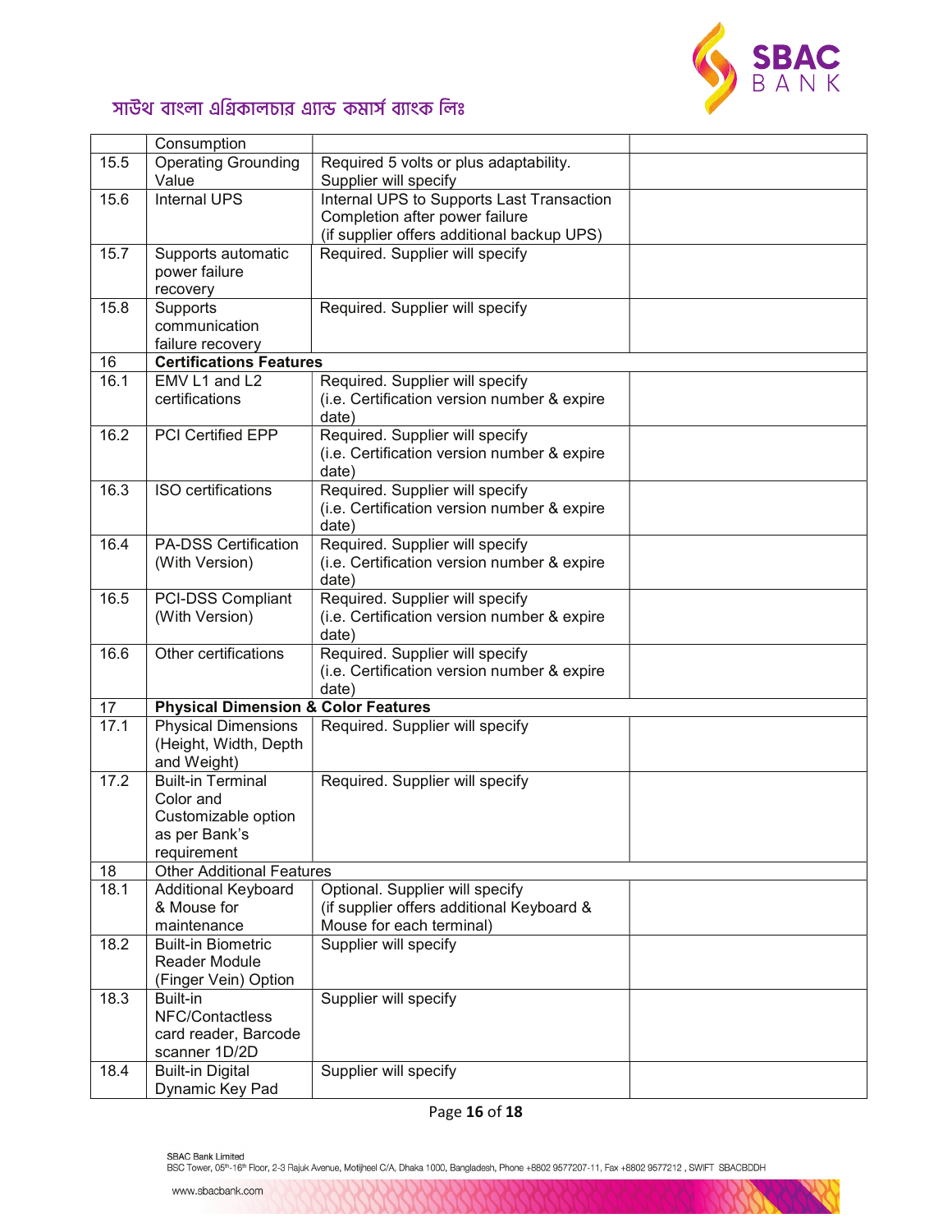| | Consumption | | |
|---|---|---|---|
| 15.5 | Operating Grounding Value | Required 5 volts or plus adaptability. Supplier will specify | |
| 15.6 | Internal UPS | Internal UPS to Supports Last Transaction Completion after power failure (if supplier offers additional backup UPS) | |
| 15.7 | Supports automatic power failure recovery | Required. Supplier will specify | |
| 15.8 | Supports communication failure recovery | Required. Supplier will specify | |
| 16 | **Certifications Features** | | |
| 16.1 | EMV L1 and L2 certifications | Required. Supplier will specify (i.e. Certification version number & expire date) | |
| 16.2 | PCI Certified EPP | Required. Supplier will specify (i.e. Certification version number & expire date) | |
| 16.3 | ISO certifications | Required. Supplier will specify (i.e. Certification version number & expire date) | |
| 16.4 | PA-DSS Certification (With Version) | Required. Supplier will specify (i.e. Certification version number & expire date) | |
| 16.5 | PCI-DSS Compliant (With Version) | Required. Supplier will specify (i.e. Certification version number & expire date) | |
| 16.6 | Other certifications | Required. Supplier will specify (i.e. Certification version number & expire date) | |
| 17 | **Physical Dimension & Color Features** | | |
| 17.1 | Physical Dimensions (Height, Width, Depth and Weight) | Required. Supplier will specify | |
| 17.2 | Built-in Terminal Color and Customizable option as per Bank's requirement | Required. Supplier will specify | |
| 18 | Other Additional Features | | |
| 18.1 | Additional Keyboard & Mouse for maintenance | Optional. Supplier will specify (if supplier offers additional Keyboard & Mouse for each terminal) | |
| 18.2 | Built-in Biometric Reader Module (Finger Vein) Option | Supplier will specify | |
| 18.3 | Built-in NFC/Contactless card reader, Barcode scanner 1D/2D | Supplier will specify | |
| 18.4 | Built-in Digital Dynamic Key Pad | Supplier will specify | |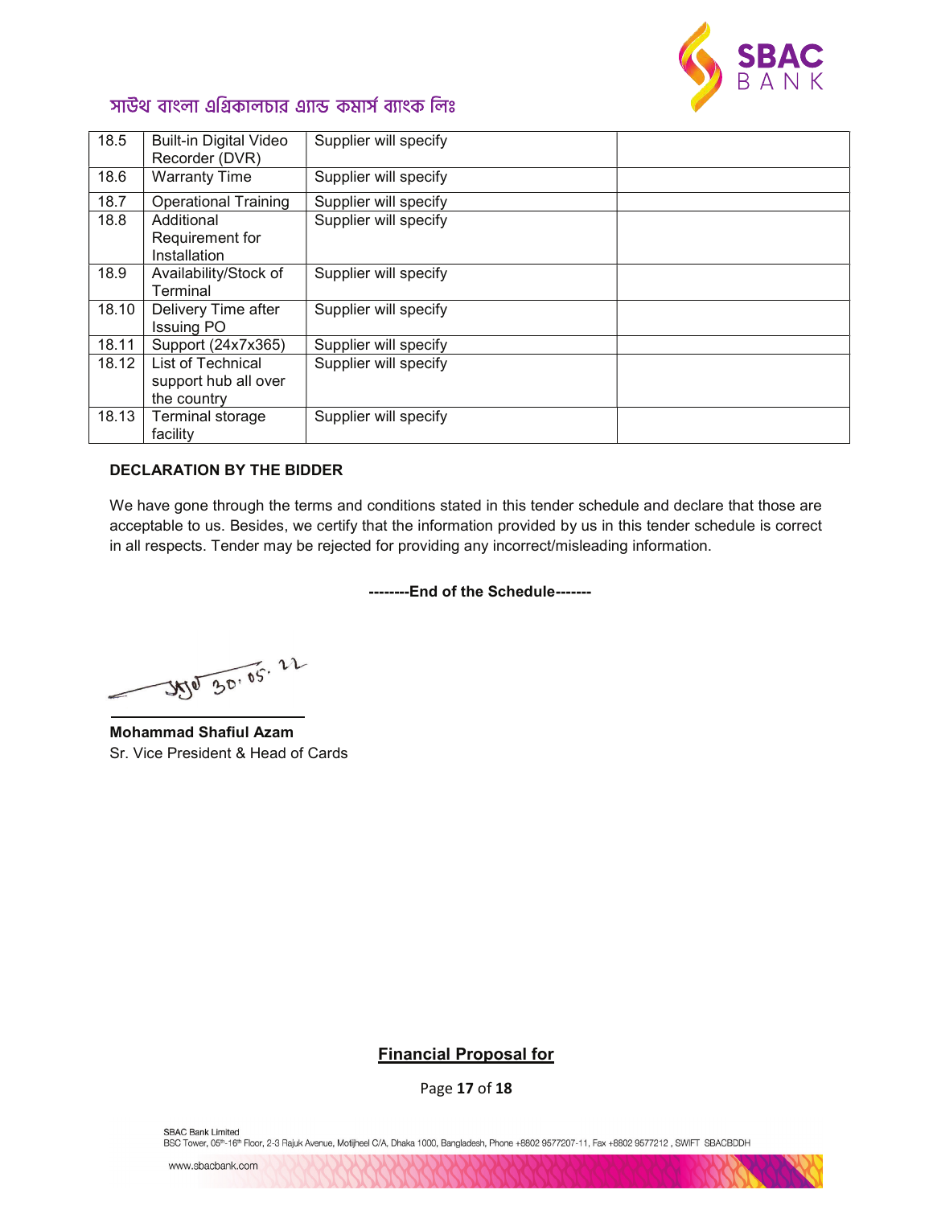| 18.5 | Built-in Digital Video Recorder (DVR) | Supplier will specify | |
|---|---|---|---|
| 18.6 | Warranty Time | Supplier will specify | |
| 18.7 | Operational Training | Supplier will specify | |
| 18.8 | Additional Requirement for Installation | Supplier will specify | |
| 18.9 | Availability/Stock of Terminal | Supplier will specify | |
| 18.10 | Delivery Time after Issuing PO | Supplier will specify | |
| 18.11 | Support (24x7x365) | Supplier will specify | |
| 18.12 | List of Technical support hub all over the country | Supplier will specify | |
| 18.13 | Terminal storage facility | Supplier will specify | |

**DECLARATION BY THE BIDDER**

We have gone through the terms and conditions stated in this tender schedule and declare that those are acceptable to us. Besides, we certify that the information provided by us in this tender schedule is correct in all respects. Tender may be rejected for providing any incorrect/misleading information.

**--------End of the Schedule-------**

30.05.22

**Mohammad Shafiul Azam**
Sr. Vice President & Head of Cards

**Financial Proposal for**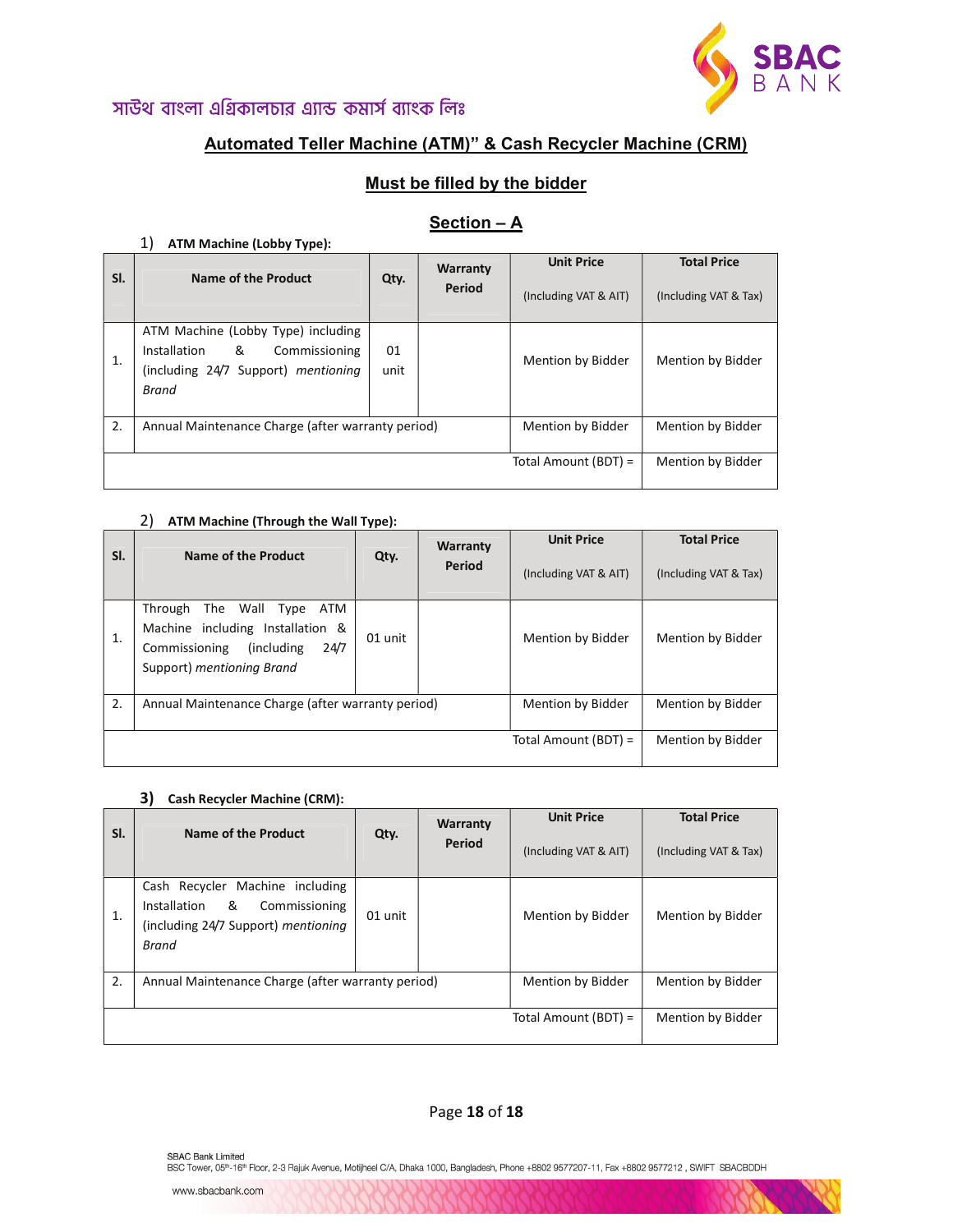সাউথ বাংলা এগ্রিকালচার এ্যান্ড কমার্স ব্যাংক লিঃ

## Automated Teller Machine (ATM)" & Cash Recycler Machine (CRM)

### Must be filled by the bidder

### Section – A

1) **ATM Machine (Lobby Type):**

| Sl. | Name of the Product | Qty. | Warranty Period | Unit Price (Including VAT & AIT) | Total Price (Including VAT & Tax) |
|---|---|---|---|---|---|
| 1. | ATM Machine (Lobby Type) including Installation & Commissioning (including 24/7 Support) *mentioning Brand* | 01 unit | | Mention by Bidder | Mention by Bidder |
| 2. | Annual Maintenance Charge (after warranty period) | | | Mention by Bidder | Mention by Bidder |
| | | | | Total Amount (BDT) = | Mention by Bidder |

2) **ATM Machine (Through the Wall Type):**

| Sl. | Name of the Product | Qty. | Warranty Period | Unit Price (Including VAT & AIT) | Total Price (Including VAT & Tax) |
|---|---|---|---|---|---|
| 1. | Through The Wall Type ATM Machine including Installation & Commissioning (including 24/7 Support) *mentioning Brand* | 01 unit | | Mention by Bidder | Mention by Bidder |
| 2. | Annual Maintenance Charge (after warranty period) | | | Mention by Bidder | Mention by Bidder |
| | | | | Total Amount (BDT) = | Mention by Bidder |

3) **Cash Recycler Machine (CRM):**

| Sl. | Name of the Product | Qty. | Warranty Period | Unit Price (Including VAT & AIT) | Total Price (Including VAT & Tax) |
|---|---|---|---|---|---|
| 1. | Cash Recycler Machine including Installation & Commissioning (including 24/7 Support) *mentioning Brand* | 01 unit | | Mention by Bidder | Mention by Bidder |
| 2. | Annual Maintenance Charge (after warranty period) | | | Mention by Bidder | Mention by Bidder |
| | | | | Total Amount (BDT) = | Mention by Bidder |